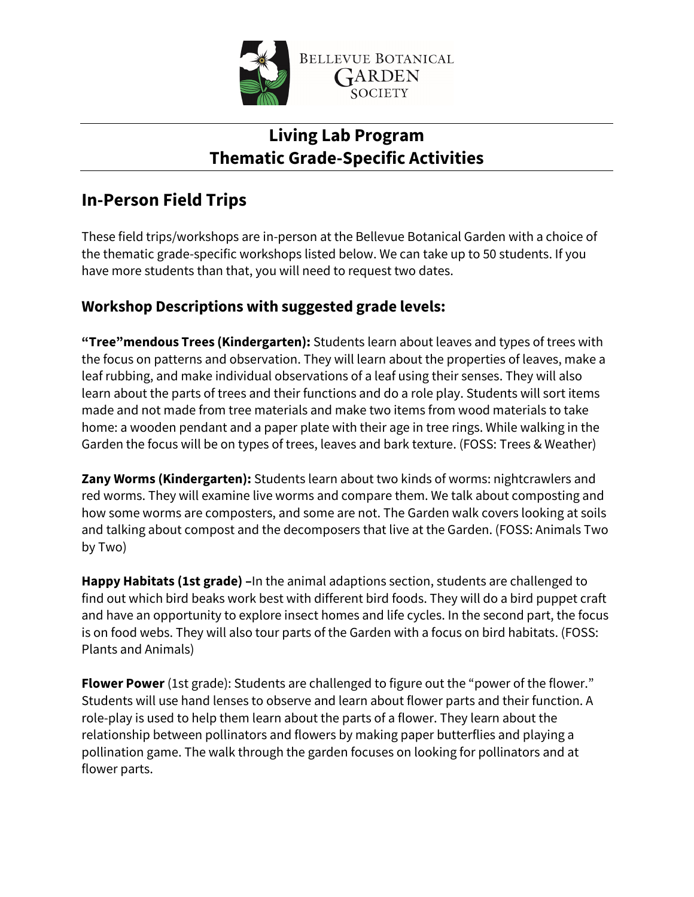BELLEVUE BOTANICAL GARDEN SOCIETY

# Living Lab Program
# Thematic Grade-Specific Activities

## In-Person Field Trips

These field trips/workshops are in-person at the Bellevue Botanical Garden with a choice of the thematic grade-specific workshops listed below. We can take up to 50 students. If you have more students than that, you will need to request two dates.

### Workshop Descriptions with suggested grade levels:

**"Tree"mendous Trees (Kindergarten):** Students learn about leaves and types of trees with the focus on patterns and observation. They will learn about the properties of leaves, make a leaf rubbing, and make individual observations of a leaf using their senses. They will also learn about the parts of trees and their functions and do a role play. Students will sort items made and not made from tree materials and make two items from wood materials to take home: a wooden pendant and a paper plate with their age in tree rings. While walking in the Garden the focus will be on types of trees, leaves and bark texture. (FOSS: Trees & Weather)

**Zany Worms (Kindergarten):** Students learn about two kinds of worms: nightcrawlers and red worms. They will examine live worms and compare them. We talk about composting and how some worms are composters, and some are not. The Garden walk covers looking at soils and talking about compost and the decomposers that live at the Garden. (FOSS: Animals Two by Two)

**Happy Habitats (1st grade) –**In the animal adaptions section, students are challenged to find out which bird beaks work best with different bird foods. They will do a bird puppet craft and have an opportunity to explore insect homes and life cycles. In the second part, the focus is on food webs. They will also tour parts of the Garden with a focus on bird habitats. (FOSS: Plants and Animals)

**Flower Power** (1st grade): Students are challenged to figure out the "power of the flower." Students will use hand lenses to observe and learn about flower parts and their function. A role-play is used to help them learn about the parts of a flower. They learn about the relationship between pollinators and flowers by making paper butterflies and playing a pollination game. The walk through the garden focuses on looking for pollinators and at flower parts.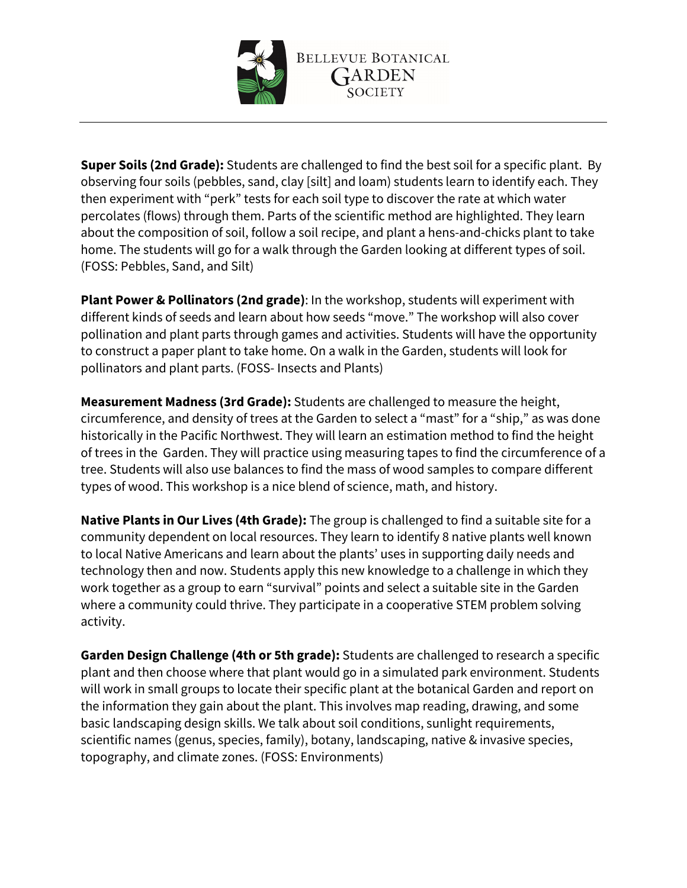**Super Soils (2nd Grade):** Students are challenged to find the best soil for a specific plant. By observing four soils (pebbles, sand, clay [silt] and loam) students learn to identify each. They then experiment with "perk" tests for each soil type to discover the rate at which water percolates (flows) through them. Parts of the scientific method are highlighted. They learn about the composition of soil, follow a soil recipe, and plant a hens-and-chicks plant to take home. The students will go for a walk through the Garden looking at different types of soil. (FOSS: Pebbles, Sand, and Silt)

**Plant Power & Pollinators (2nd grade)**: In the workshop, students will experiment with different kinds of seeds and learn about how seeds "move." The workshop will also cover pollination and plant parts through games and activities. Students will have the opportunity to construct a paper plant to take home. On a walk in the Garden, students will look for pollinators and plant parts. (FOSS- Insects and Plants)

**Measurement Madness (3rd Grade):** Students are challenged to measure the height, circumference, and density of trees at the Garden to select a "mast" for a "ship," as was done historically in the Pacific Northwest. They will learn an estimation method to find the height of trees in the Garden. They will practice using measuring tapes to find the circumference of a tree. Students will also use balances to find the mass of wood samples to compare different types of wood. This workshop is a nice blend of science, math, and history.

**Native Plants in Our Lives (4th Grade):** The group is challenged to find a suitable site for a community dependent on local resources. They learn to identify 8 native plants well known to local Native Americans and learn about the plants' uses in supporting daily needs and technology then and now. Students apply this new knowledge to a challenge in which they work together as a group to earn "survival" points and select a suitable site in the Garden where a community could thrive. They participate in a cooperative STEM problem solving activity.

**Garden Design Challenge (4th or 5th grade):** Students are challenged to research a specific plant and then choose where that plant would go in a simulated park environment. Students will work in small groups to locate their specific plant at the botanical Garden and report on the information they gain about the plant. This involves map reading, drawing, and some basic landscaping design skills. We talk about soil conditions, sunlight requirements, scientific names (genus, species, family), botany, landscaping, native & invasive species, topography, and climate zones. (FOSS: Environments)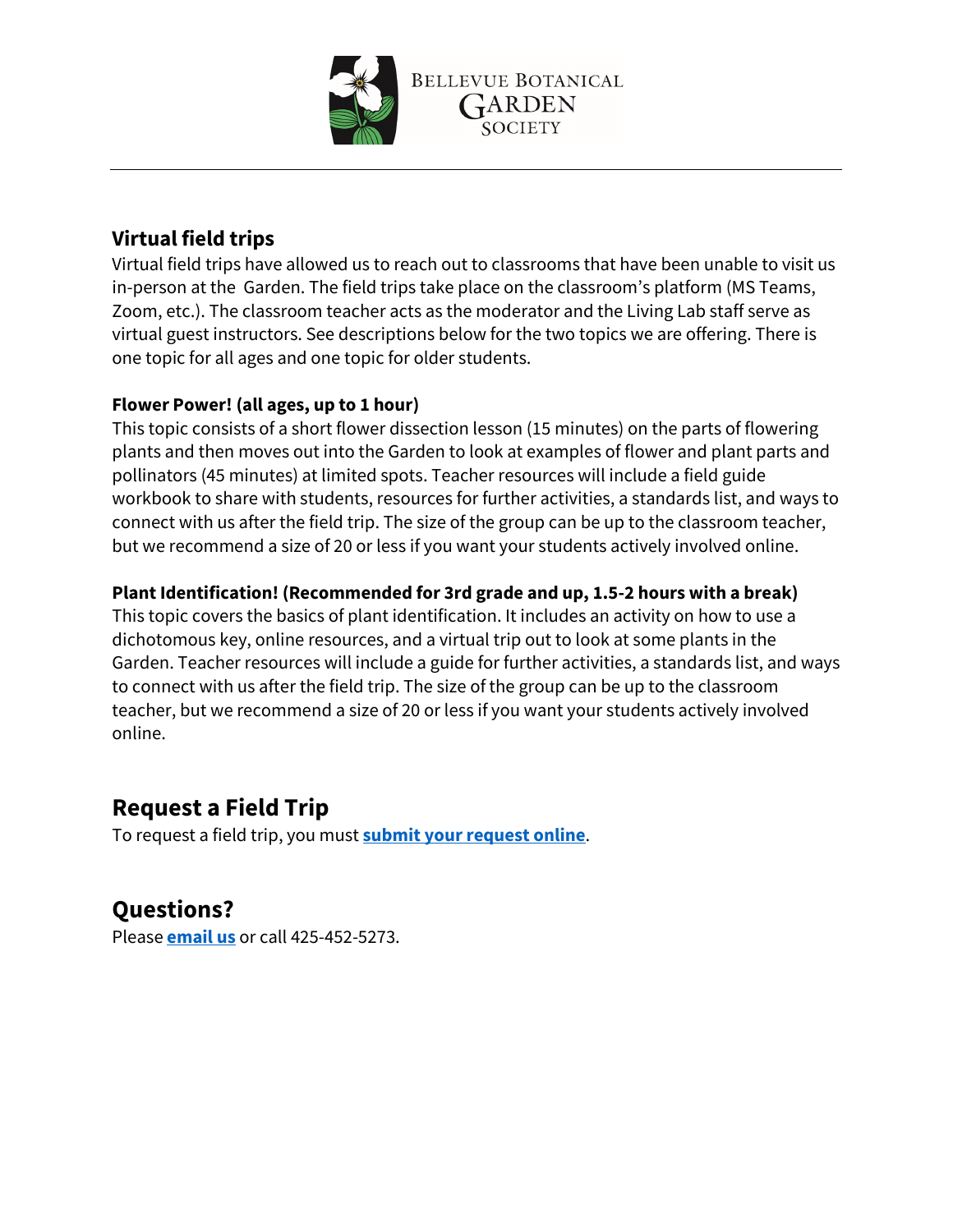BELLEVUE BOTANICAL GARDEN SOCIETY

## Virtual field trips

Virtual field trips have allowed us to reach out to classrooms that have been unable to visit us in-person at the Garden. The field trips take place on the classroom's platform (MS Teams, Zoom, etc.). The classroom teacher acts as the moderator and the Living Lab staff serve as virtual guest instructors. See descriptions below for the two topics we are offering. There is one topic for all ages and one topic for older students.

### Flower Power! (all ages, up to 1 hour)

This topic consists of a short flower dissection lesson (15 minutes) on the parts of flowering plants and then moves out into the Garden to look at examples of flower and plant parts and pollinators (45 minutes) at limited spots. Teacher resources will include a field guide workbook to share with students, resources for further activities, a standards list, and ways to connect with us after the field trip. The size of the group can be up to the classroom teacher, but we recommend a size of 20 or less if you want your students actively involved online.

### Plant Identification! (Recommended for 3rd grade and up, 1.5-2 hours with a break)

This topic covers the basics of plant identification. It includes an activity on how to use a dichotomous key, online resources, and a virtual trip out to look at some plants in the Garden. Teacher resources will include a guide for further activities, a standards list, and ways to connect with us after the field trip. The size of the group can be up to the classroom teacher, but we recommend a size of 20 or less if you want your students actively involved online.

## Request a Field Trip

To request a field trip, you must **submit your request online**.

## Questions?

Please **email us** or call 425-452-5273.